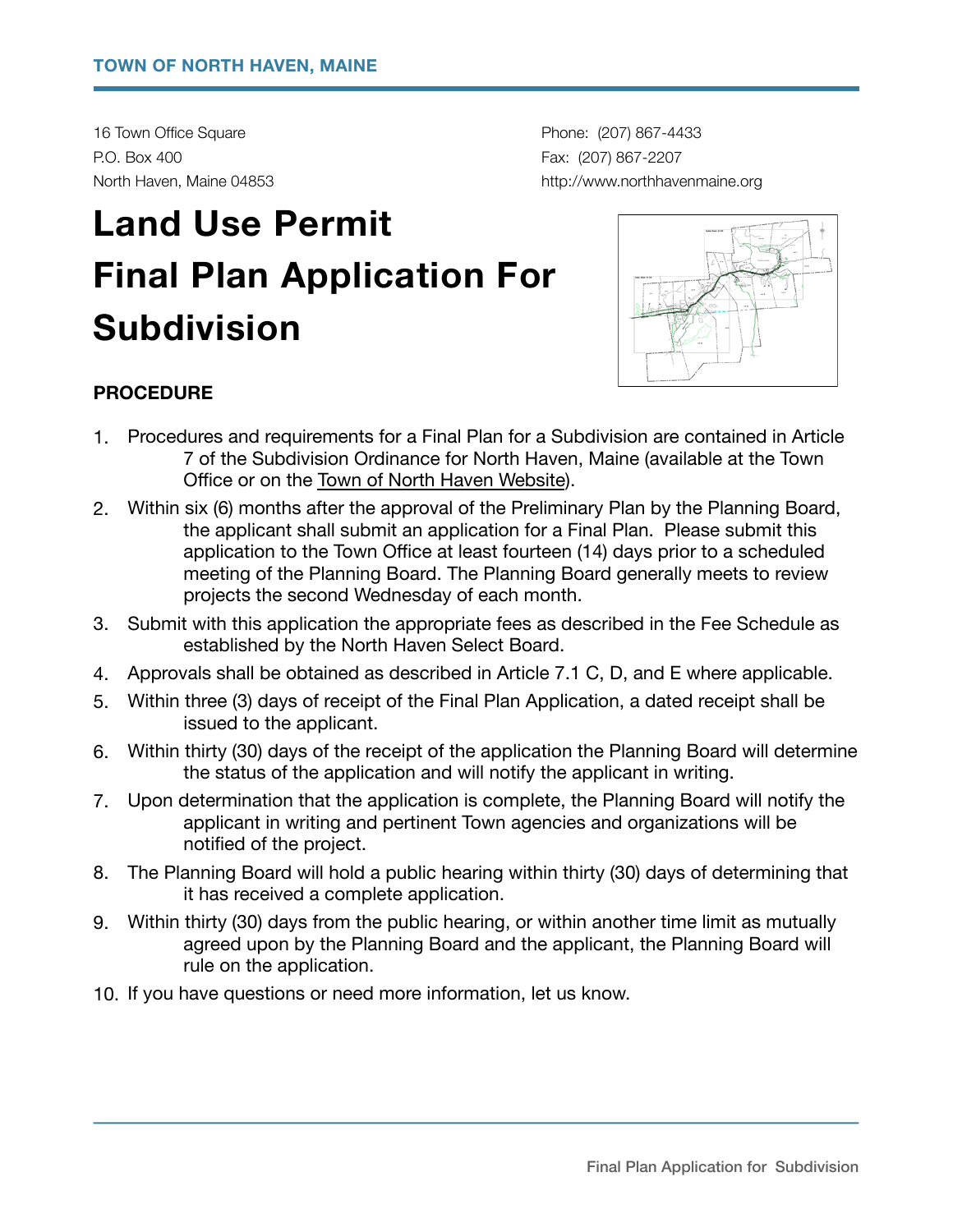**TOWN OF NORTH HAVEN, MAINE**

16 Town Office Square
P.O. Box 400
North Haven, Maine 04853

Phone: (207) 867-4433
Fax: (207) 867-2207
http://www.northhavenmaine.org

# Land Use Permit Final Plan Application For Subdivision

## PROCEDURE

1. Procedures and requirements for a Final Plan for a Subdivision are contained in Article 7 of the Subdivision Ordinance for North Haven, Maine (available at the Town Office or on the Town of North Haven Website).
2. Within six (6) months after the approval of the Preliminary Plan by the Planning Board, the applicant shall submit an application for a Final Plan. Please submit this application to the Town Office at least fourteen (14) days prior to a scheduled meeting of the Planning Board. The Planning Board generally meets to review projects the second Wednesday of each month.
3. Submit with this application the appropriate fees as described in the Fee Schedule as established by the North Haven Select Board.
4. Approvals shall be obtained as described in Article 7.1 C, D, and E where applicable.
5. Within three (3) days of receipt of the Final Plan Application, a dated receipt shall be issued to the applicant.
6. Within thirty (30) days of the receipt of the application the Planning Board will determine the status of the application and will notify the applicant in writing.
7. Upon determination that the application is complete, the Planning Board will notify the applicant in writing and pertinent Town agencies and organizations will be notified of the project.
8. The Planning Board will hold a public hearing within thirty (30) days of determining that it has received a complete application.
9. Within thirty (30) days from the public hearing, or within another time limit as mutually agreed upon by the Planning Board and the applicant, the Planning Board will rule on the application.
10. If you have questions or need more information, let us know.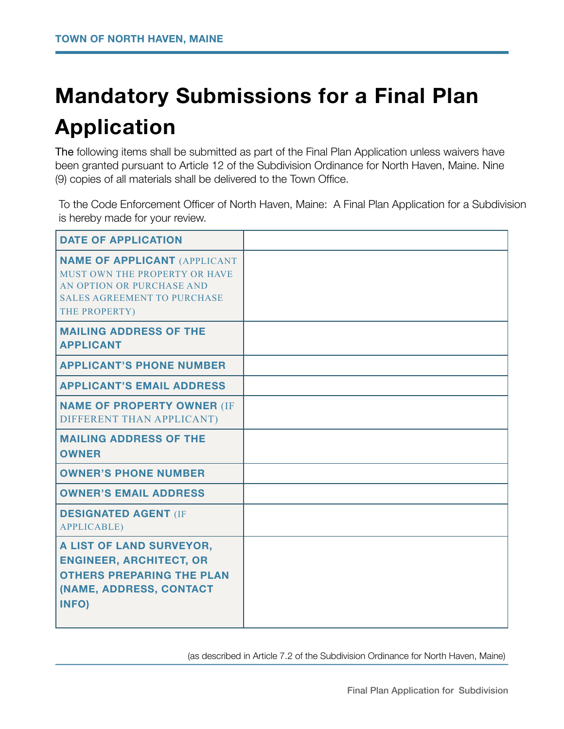# Mandatory Submissions for a Final Plan Application

The following items shall be submitted as part of the Final Plan Application unless waivers have been granted pursuant to Article 12 of the Subdivision Ordinance for North Haven, Maine. Nine (9) copies of all materials shall be delivered to the Town Office.

To the Code Enforcement Officer of North Haven, Maine: A Final Plan Application for a Subdivision is hereby made for your review.

| | |
|---|---|
| **DATE OF APPLICATION** | |
| **NAME OF APPLICANT** (APPLICANT MUST OWN THE PROPERTY OR HAVE AN OPTION OR PURCHASE AND SALES AGREEMENT TO PURCHASE THE PROPERTY) | |
| **MAILING ADDRESS OF THE APPLICANT** | |
| **APPLICANT'S PHONE NUMBER** | |
| **APPLICANT'S EMAIL ADDRESS** | |
| **NAME OF PROPERTY OWNER** (IF DIFFERENT THAN APPLICANT) | |
| **MAILING ADDRESS OF THE OWNER** | |
| **OWNER'S PHONE NUMBER** | |
| **OWNER'S EMAIL ADDRESS** | |
| **DESIGNATED AGENT** (IF APPLICABLE) | |
| **A LIST OF LAND SURVEYOR, ENGINEER, ARCHITECT, OR OTHERS PREPARING THE PLAN (NAME, ADDRESS, CONTACT INFO)** | |

(as described in Article 7.2 of the Subdivision Ordinance for North Haven, Maine)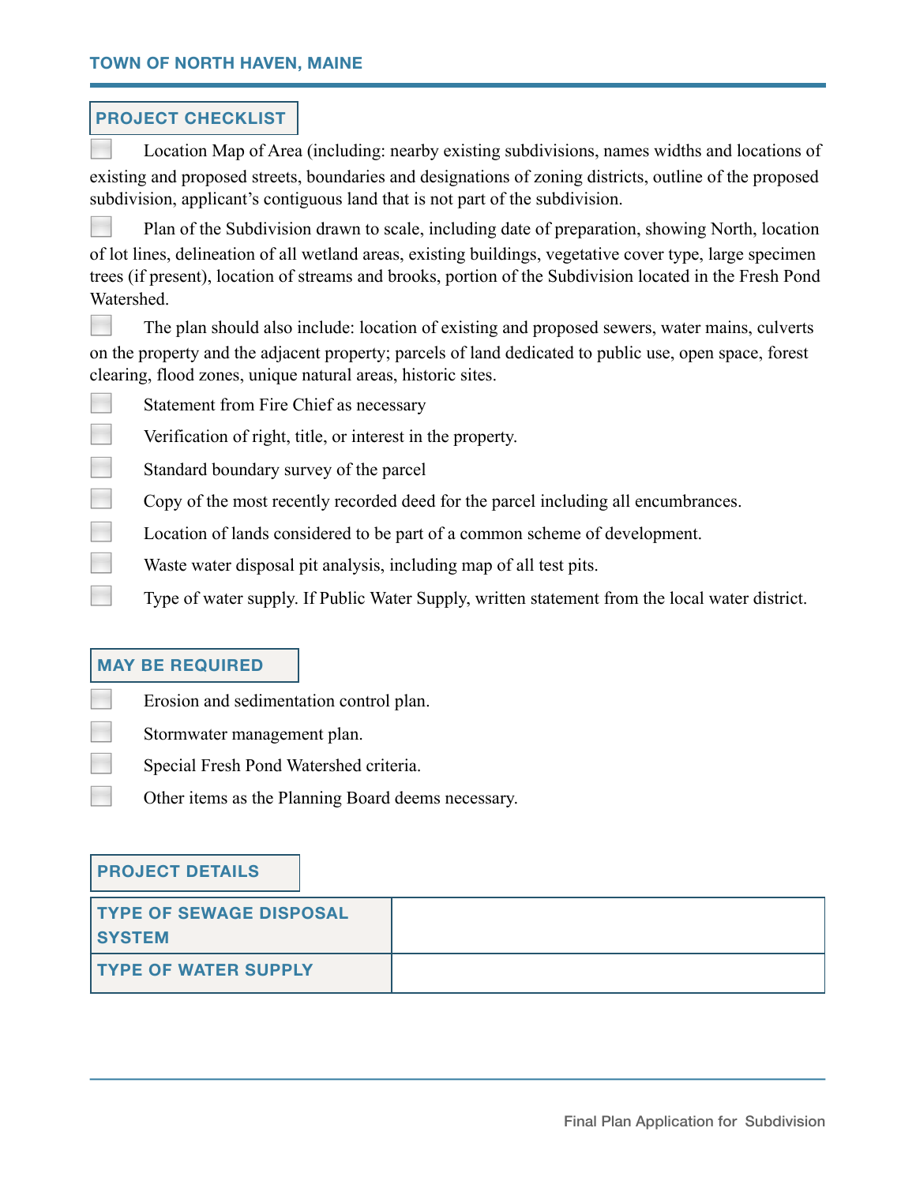## PROJECT CHECKLIST

- [ ] Location Map of Area (including: nearby existing subdivisions, names widths and locations of existing and proposed streets, boundaries and designations of zoning districts, outline of the proposed subdivision, applicant's contiguous land that is not part of the subdivision.
- [ ] Plan of the Subdivision drawn to scale, including date of preparation, showing North, location of lot lines, delineation of all wetland areas, existing buildings, vegetative cover type, large specimen trees (if present), location of streams and brooks, portion of the Subdivision located in the Fresh Pond Watershed.
- [ ] The plan should also include: location of existing and proposed sewers, water mains, culverts on the property and the adjacent property; parcels of land dedicated to public use, open space, forest clearing, flood zones, unique natural areas, historic sites.
- [ ] Statement from Fire Chief as necessary
- [ ] Verification of right, title, or interest in the property.
- [ ] Standard boundary survey of the parcel
- [ ] Copy of the most recently recorded deed for the parcel including all encumbrances.
- [ ] Location of lands considered to be part of a common scheme of development.
- [ ] Waste water disposal pit analysis, including map of all test pits.
- [ ] Type of water supply. If Public Water Supply, written statement from the local water district.

## MAY BE REQUIRED

- [ ] Erosion and sedimentation control plan.
- [ ] Stormwater management plan.
- [ ] Special Fresh Pond Watershed criteria.
- [ ] Other items as the Planning Board deems necessary.

## PROJECT DETAILS

| | |
|---|---|
| TYPE OF SEWAGE DISPOSAL SYSTEM | |
| TYPE OF WATER SUPPLY | |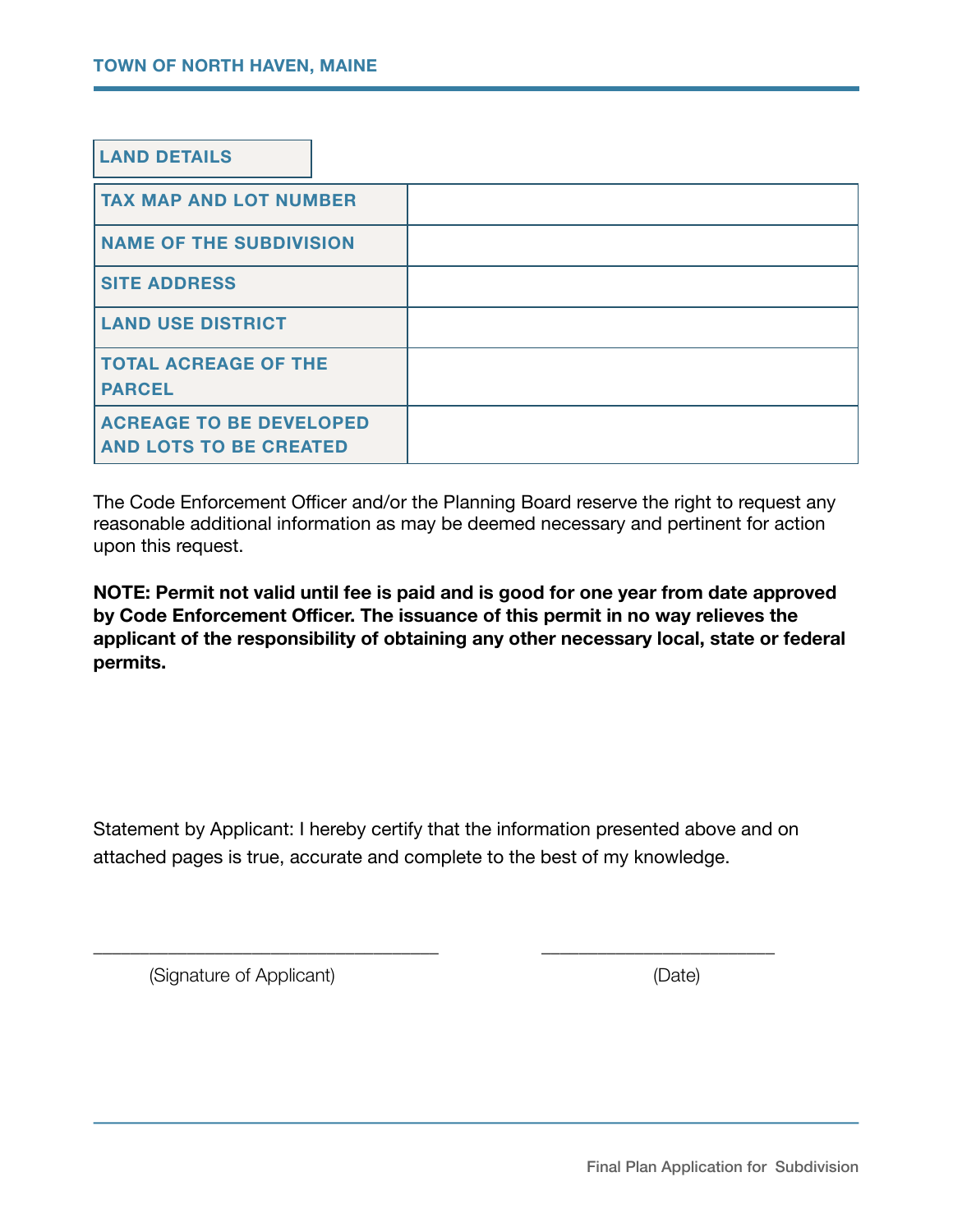| LAND DETAILS | |
|---|---|
| TAX MAP AND LOT NUMBER | |
| NAME OF THE SUBDIVISION | |
| SITE ADDRESS | |
| LAND USE DISTRICT | |
| TOTAL ACREAGE OF THE PARCEL | |
| ACREAGE TO BE DEVELOPED AND LOTS TO BE CREATED | |

The Code Enforcement Officer and/or the Planning Board reserve the right to request any reasonable additional information as may be deemed necessary and pertinent for action upon this request.

**NOTE: Permit not valid until fee is paid and is good for one year from date approved by Code Enforcement Officer. The issuance of this permit in no way relieves the applicant of the responsibility of obtaining any other necessary local, state or federal permits.**

Statement by Applicant: I hereby certify that the information presented above and on attached pages is true, accurate and complete to the best of my knowledge.

\_\_\_\_\_\_\_\_\_\_\_\_\_\_\_\_\_\_\_\_\_\_\_\_\_\_\_\_\_\_\_\_\_\_ \_\_\_\_\_\_\_\_\_\_\_\_\_\_\_\_\_\_\_\_\_\_\_\_

(Signature of Applicant) (Date)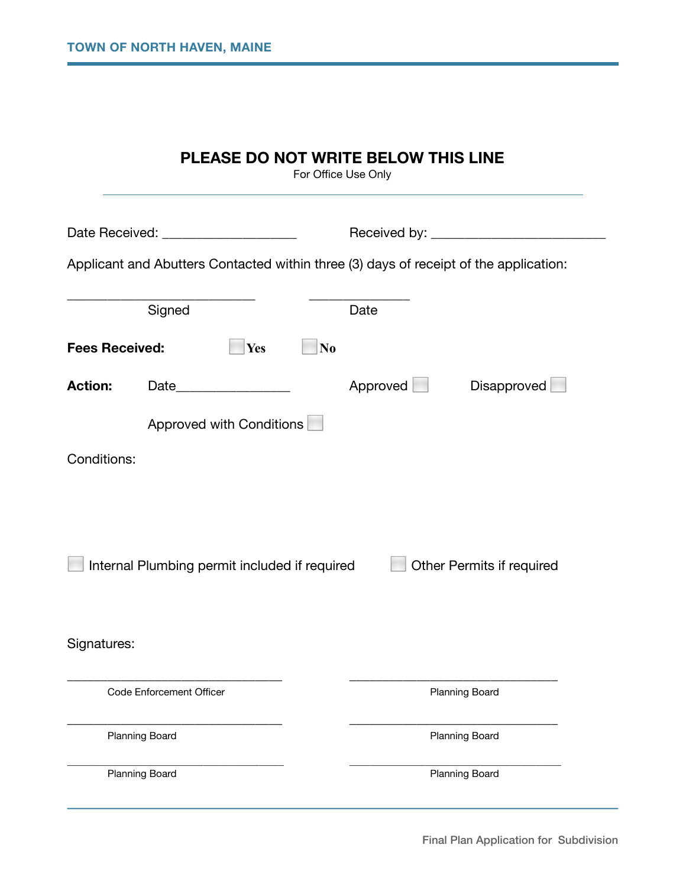## PLEASE DO NOT WRITE BELOW THIS LINE

For Office Use Only

---

Date Received: ___________________ Received by: ________________________

Applicant and Abutters Contacted within three (3) days of receipt of the application:

___________________________ ______________

Signed Date

**Fees Received:** ☐ **Yes** ☐ **No**

**Action:** Date________________ Approved ☐ Disapproved ☐

Approved with Conditions ☐

Conditions:

☐ Internal Plumbing permit included if required ☐ Other Permits if required

Signatures:

_______________________________ _______________________________

Code Enforcement Officer Planning Board

_______________________________ _______________________________

Planning Board Planning Board

_______________________________ _______________________________

Planning Board Planning Board